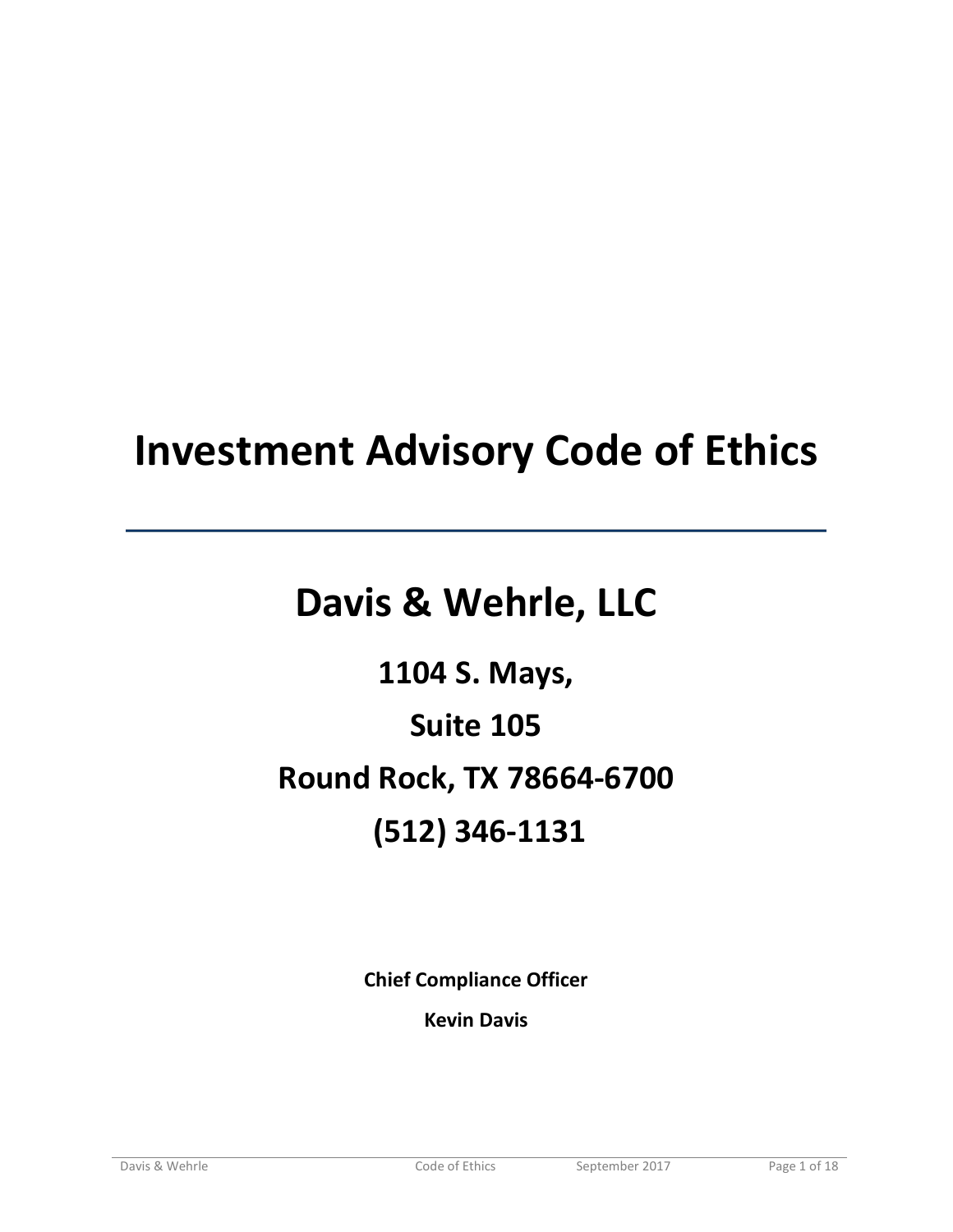# Investment Advisory Code of Ethics

---

## Davis & Wehrle, LLC

### 1104 S. Mays,

### Suite 105

### Round Rock, TX 78664-6700

### (512) 346-1131

**Chief Compliance Officer**

**Kevin Davis**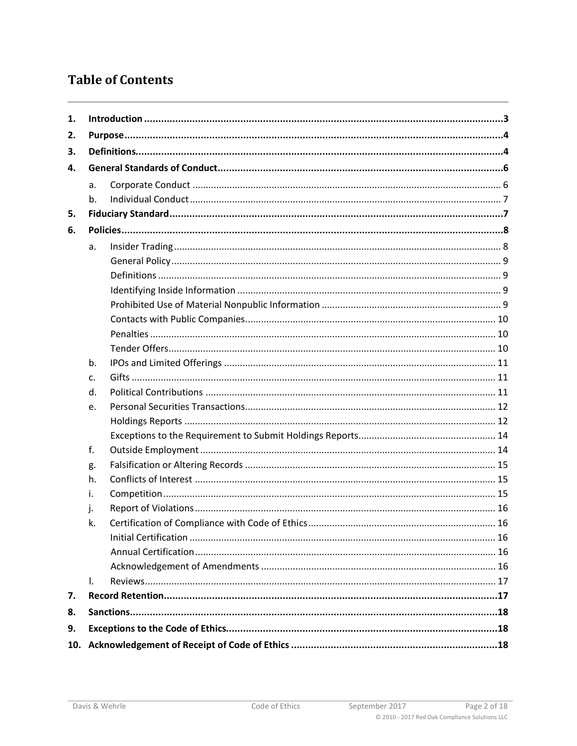# Table of Contents

1. **Introduction** ... 3
2. **Purpose** ... 4
3. **Definitions** ... 4
4. **General Standards of Conduct** ... 6
   - a. Corporate Conduct ... 6
   - b. Individual Conduct ... 7
5. **Fiduciary Standard** ... 7
6. **Policies** ... 8
   - a. Insider Trading ... 8
     - General Policy ... 9
     - Definitions ... 9
     - Identifying Inside Information ... 9
     - Prohibited Use of Material Nonpublic Information ... 9
     - Contacts with Public Companies ... 10
     - Penalties ... 10
     - Tender Offers ... 10
   - b. IPOs and Limited Offerings ... 11
   - c. Gifts ... 11
   - d. Political Contributions ... 11
   - e. Personal Securities Transactions ... 12
     - Holdings Reports ... 12
     - Exceptions to the Requirement to Submit Holdings Reports ... 14
   - f. Outside Employment ... 14
   - g. Falsification or Altering Records ... 15
   - h. Conflicts of Interest ... 15
   - i. Competition ... 15
   - j. Report of Violations ... 16
   - k. Certification of Compliance with Code of Ethics ... 16
     - Initial Certification ... 16
     - Annual Certification ... 16
     - Acknowledgement of Amendments ... 16
   - l. Reviews ... 17
7. **Record Retention** ... 17
8. **Sanctions** ... 18
9. **Exceptions to the Code of Ethics** ... 18
10. **Acknowledgement of Receipt of Code of Ethics** ... 18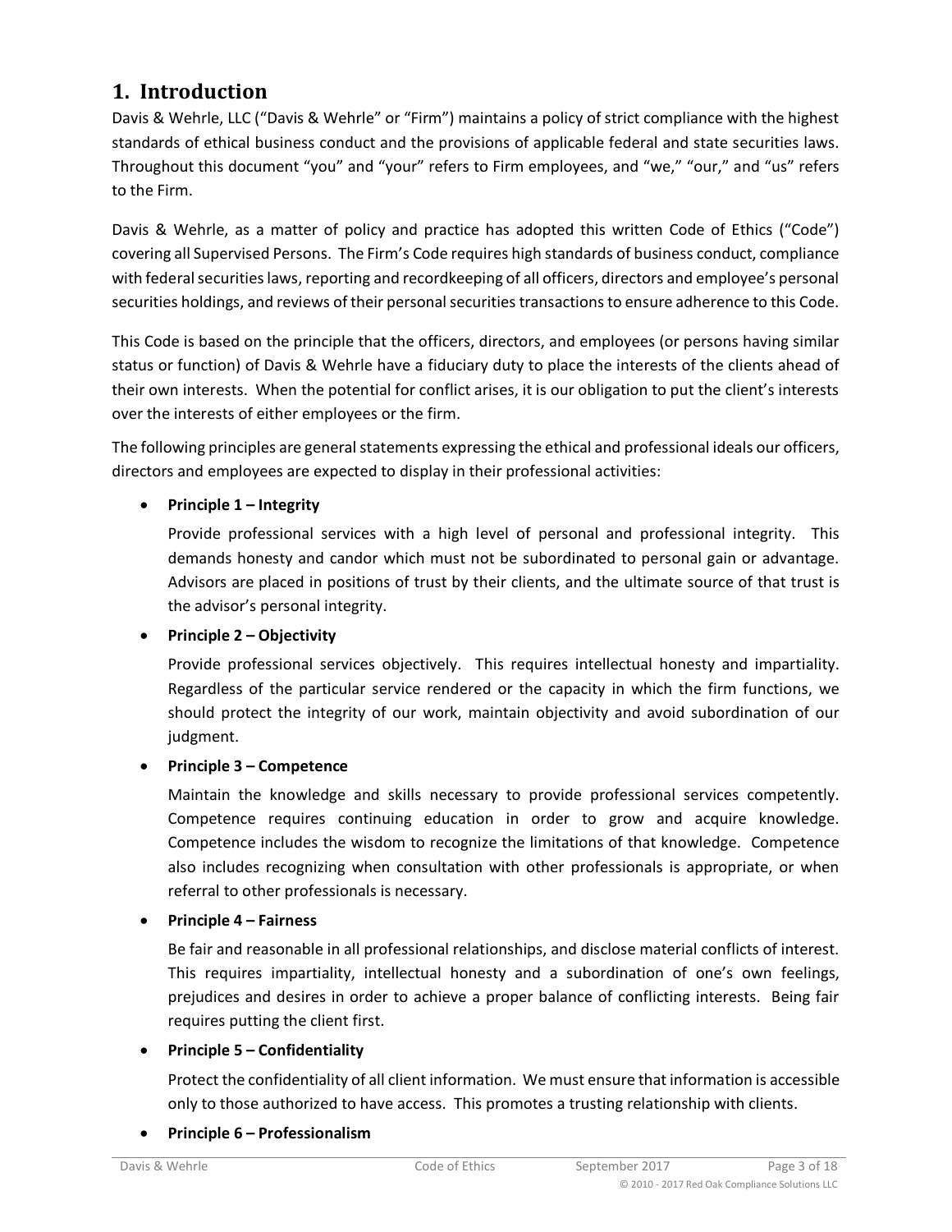# 1. Introduction

Davis & Wehrle, LLC ("Davis & Wehrle" or "Firm") maintains a policy of strict compliance with the highest standards of ethical business conduct and the provisions of applicable federal and state securities laws. Throughout this document "you" and "your" refers to Firm employees, and "we," "our," and "us" refers to the Firm.

Davis & Wehrle, as a matter of policy and practice has adopted this written Code of Ethics ("Code") covering all Supervised Persons. The Firm's Code requires high standards of business conduct, compliance with federal securities laws, reporting and recordkeeping of all officers, directors and employee's personal securities holdings, and reviews of their personal securities transactions to ensure adherence to this Code.

This Code is based on the principle that the officers, directors, and employees (or persons having similar status or function) of Davis & Wehrle have a fiduciary duty to place the interests of the clients ahead of their own interests. When the potential for conflict arises, it is our obligation to put the client's interests over the interests of either employees or the firm.

The following principles are general statements expressing the ethical and professional ideals our officers, directors and employees are expected to display in their professional activities:

- **Principle 1 – Integrity**

  Provide professional services with a high level of personal and professional integrity. This demands honesty and candor which must not be subordinated to personal gain or advantage. Advisors are placed in positions of trust by their clients, and the ultimate source of that trust is the advisor's personal integrity.

- **Principle 2 – Objectivity**

  Provide professional services objectively. This requires intellectual honesty and impartiality. Regardless of the particular service rendered or the capacity in which the firm functions, we should protect the integrity of our work, maintain objectivity and avoid subordination of our judgment.

- **Principle 3 – Competence**

  Maintain the knowledge and skills necessary to provide professional services competently. Competence requires continuing education in order to grow and acquire knowledge. Competence includes the wisdom to recognize the limitations of that knowledge. Competence also includes recognizing when consultation with other professionals is appropriate, or when referral to other professionals is necessary.

- **Principle 4 – Fairness**

  Be fair and reasonable in all professional relationships, and disclose material conflicts of interest. This requires impartiality, intellectual honesty and a subordination of one's own feelings, prejudices and desires in order to achieve a proper balance of conflicting interests. Being fair requires putting the client first.

- **Principle 5 – Confidentiality**

  Protect the confidentiality of all client information. We must ensure that information is accessible only to those authorized to have access. This promotes a trusting relationship with clients.

- **Principle 6 – Professionalism**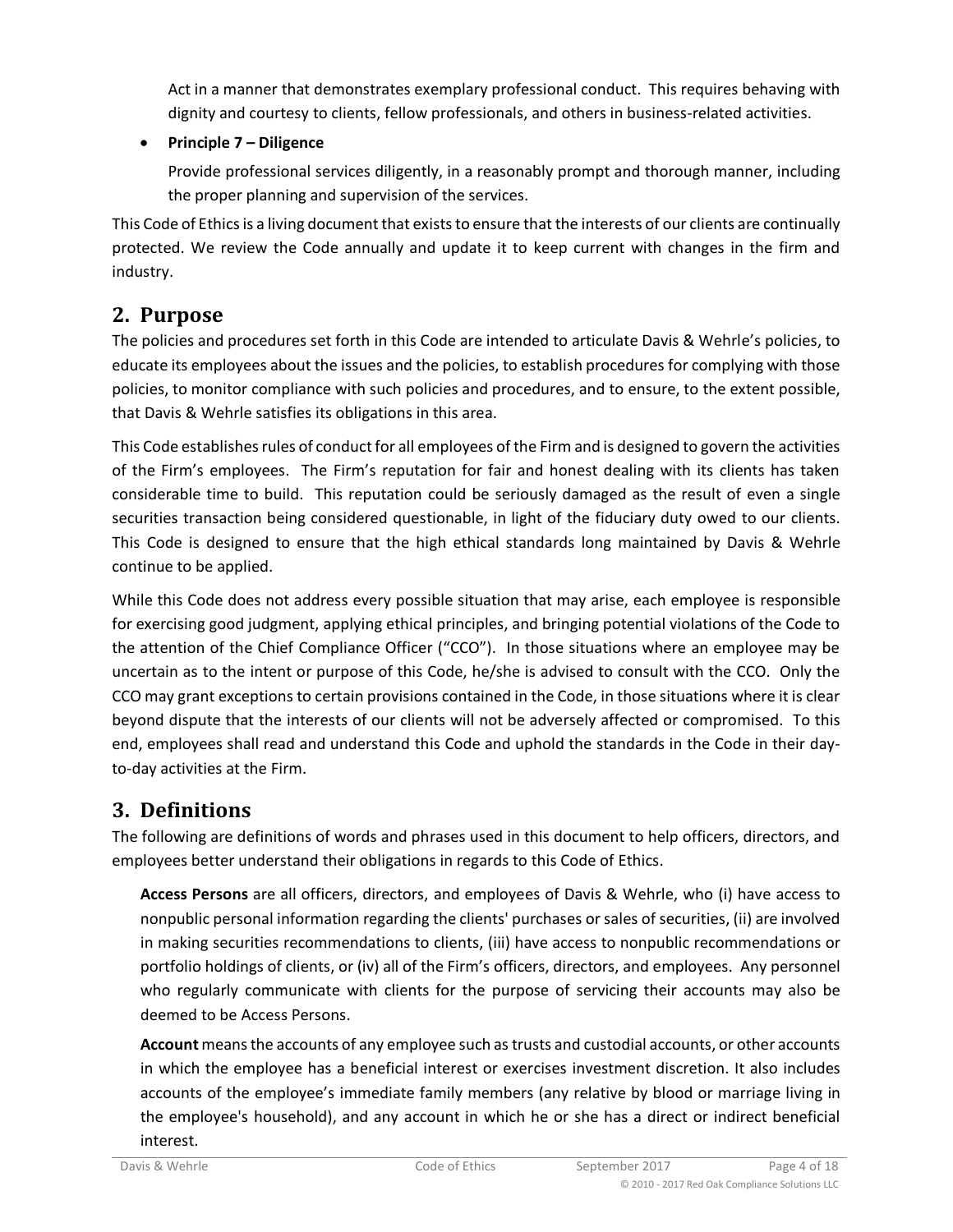Act in a manner that demonstrates exemplary professional conduct. This requires behaving with dignity and courtesy to clients, fellow professionals, and others in business-related activities.

- **Principle 7 – Diligence**

  Provide professional services diligently, in a reasonably prompt and thorough manner, including the proper planning and supervision of the services.

This Code of Ethics is a living document that exists to ensure that the interests of our clients are continually protected. We review the Code annually and update it to keep current with changes in the firm and industry.

## 2. Purpose

The policies and procedures set forth in this Code are intended to articulate Davis & Wehrle's policies, to educate its employees about the issues and the policies, to establish procedures for complying with those policies, to monitor compliance with such policies and procedures, and to ensure, to the extent possible, that Davis & Wehrle satisfies its obligations in this area.

This Code establishes rules of conduct for all employees of the Firm and is designed to govern the activities of the Firm's employees. The Firm's reputation for fair and honest dealing with its clients has taken considerable time to build. This reputation could be seriously damaged as the result of even a single securities transaction being considered questionable, in light of the fiduciary duty owed to our clients. This Code is designed to ensure that the high ethical standards long maintained by Davis & Wehrle continue to be applied.

While this Code does not address every possible situation that may arise, each employee is responsible for exercising good judgment, applying ethical principles, and bringing potential violations of the Code to the attention of the Chief Compliance Officer ("CCO"). In those situations where an employee may be uncertain as to the intent or purpose of this Code, he/she is advised to consult with the CCO. Only the CCO may grant exceptions to certain provisions contained in the Code, in those situations where it is clear beyond dispute that the interests of our clients will not be adversely affected or compromised. To this end, employees shall read and understand this Code and uphold the standards in the Code in their day-to-day activities at the Firm.

## 3. Definitions

The following are definitions of words and phrases used in this document to help officers, directors, and employees better understand their obligations in regards to this Code of Ethics.

**Access Persons** are all officers, directors, and employees of Davis & Wehrle, who (i) have access to nonpublic personal information regarding the clients' purchases or sales of securities, (ii) are involved in making securities recommendations to clients, (iii) have access to nonpublic recommendations or portfolio holdings of clients, or (iv) all of the Firm's officers, directors, and employees. Any personnel who regularly communicate with clients for the purpose of servicing their accounts may also be deemed to be Access Persons.

**Account** means the accounts of any employee such as trusts and custodial accounts, or other accounts in which the employee has a beneficial interest or exercises investment discretion. It also includes accounts of the employee's immediate family members (any relative by blood or marriage living in the employee's household), and any account in which he or she has a direct or indirect beneficial interest.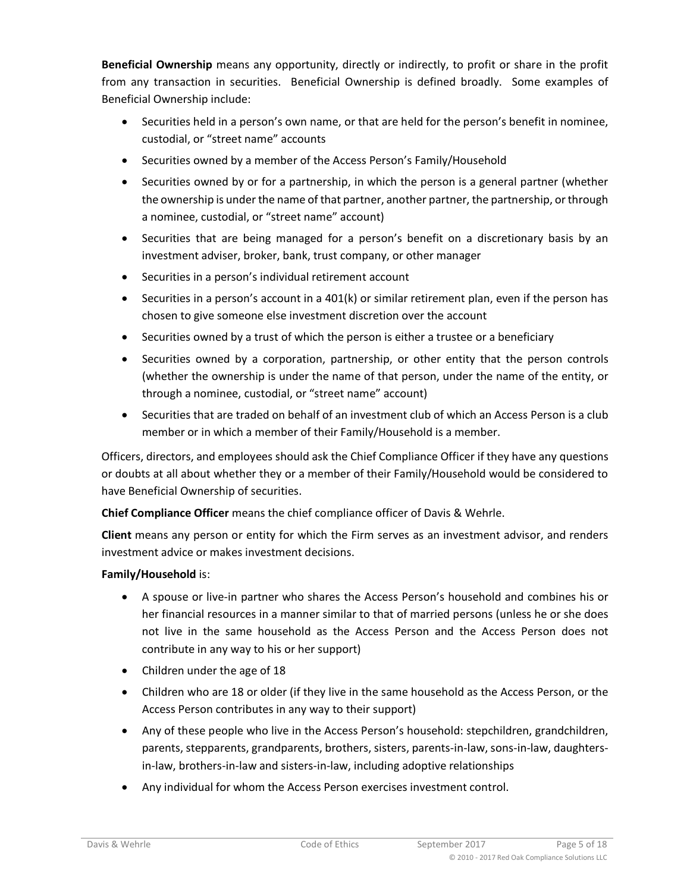**Beneficial Ownership** means any opportunity, directly or indirectly, to profit or share in the profit from any transaction in securities. Beneficial Ownership is defined broadly. Some examples of Beneficial Ownership include:

- Securities held in a person's own name, or that are held for the person's benefit in nominee, custodial, or "street name" accounts
- Securities owned by a member of the Access Person's Family/Household
- Securities owned by or for a partnership, in which the person is a general partner (whether the ownership is under the name of that partner, another partner, the partnership, or through a nominee, custodial, or "street name" account)
- Securities that are being managed for a person's benefit on a discretionary basis by an investment adviser, broker, bank, trust company, or other manager
- Securities in a person's individual retirement account
- Securities in a person's account in a 401(k) or similar retirement plan, even if the person has chosen to give someone else investment discretion over the account
- Securities owned by a trust of which the person is either a trustee or a beneficiary
- Securities owned by a corporation, partnership, or other entity that the person controls (whether the ownership is under the name of that person, under the name of the entity, or through a nominee, custodial, or "street name" account)
- Securities that are traded on behalf of an investment club of which an Access Person is a club member or in which a member of their Family/Household is a member.

Officers, directors, and employees should ask the Chief Compliance Officer if they have any questions or doubts at all about whether they or a member of their Family/Household would be considered to have Beneficial Ownership of securities.

**Chief Compliance Officer** means the chief compliance officer of Davis & Wehrle.

**Client** means any person or entity for which the Firm serves as an investment advisor, and renders investment advice or makes investment decisions.

**Family/Household** is:

- A spouse or live-in partner who shares the Access Person's household and combines his or her financial resources in a manner similar to that of married persons (unless he or she does not live in the same household as the Access Person and the Access Person does not contribute in any way to his or her support)
- Children under the age of 18
- Children who are 18 or older (if they live in the same household as the Access Person, or the Access Person contributes in any way to their support)
- Any of these people who live in the Access Person's household: stepchildren, grandchildren, parents, stepparents, grandparents, brothers, sisters, parents-in-law, sons-in-law, daughters-in-law, brothers-in-law and sisters-in-law, including adoptive relationships
- Any individual for whom the Access Person exercises investment control.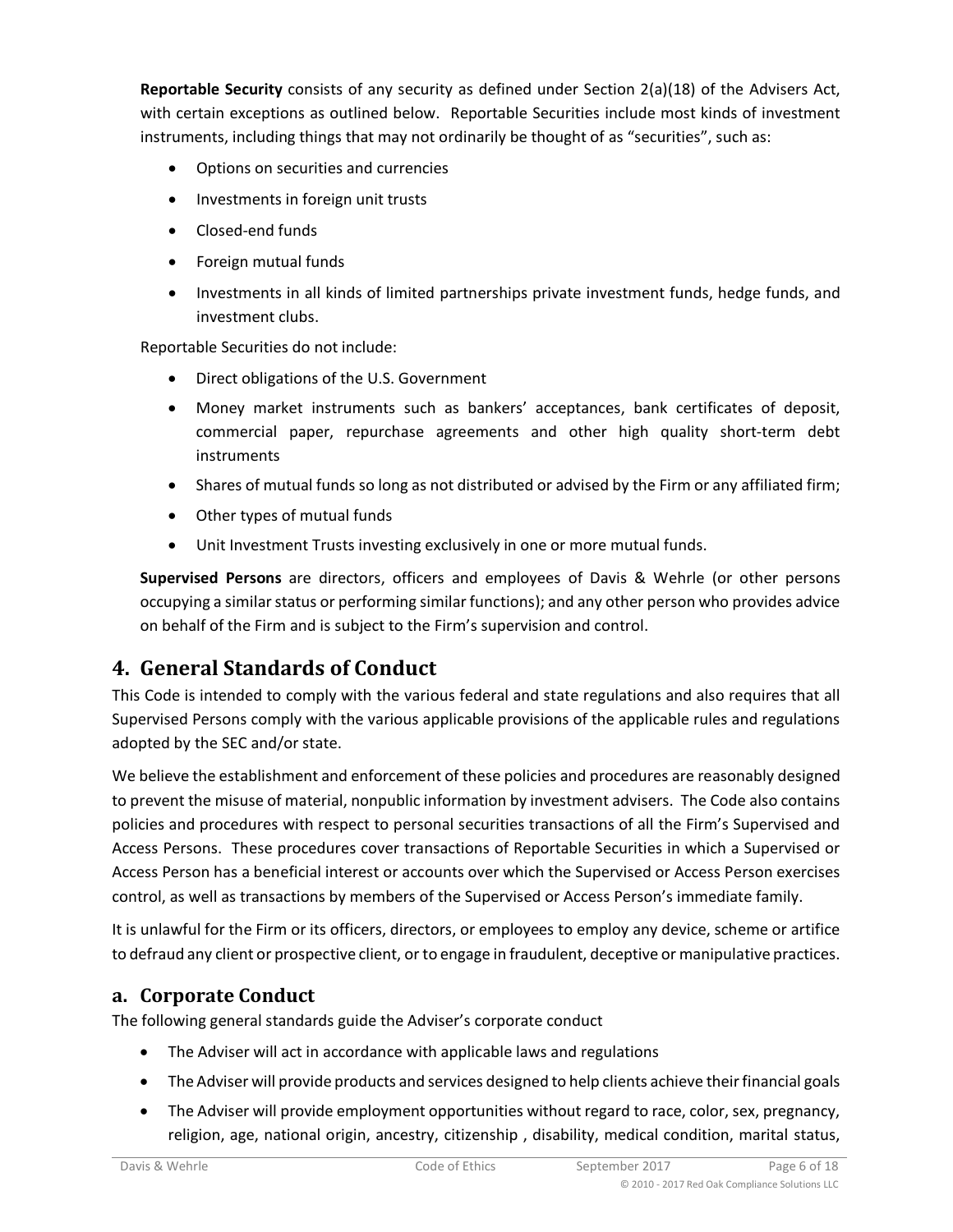**Reportable Security** consists of any security as defined under Section 2(a)(18) of the Advisers Act, with certain exceptions as outlined below. Reportable Securities include most kinds of investment instruments, including things that may not ordinarily be thought of as "securities", such as:

- Options on securities and currencies
- Investments in foreign unit trusts
- Closed-end funds
- Foreign mutual funds
- Investments in all kinds of limited partnerships private investment funds, hedge funds, and investment clubs.

Reportable Securities do not include:

- Direct obligations of the U.S. Government
- Money market instruments such as bankers' acceptances, bank certificates of deposit, commercial paper, repurchase agreements and other high quality short-term debt instruments
- Shares of mutual funds so long as not distributed or advised by the Firm or any affiliated firm;
- Other types of mutual funds
- Unit Investment Trusts investing exclusively in one or more mutual funds.

**Supervised Persons** are directors, officers and employees of Davis & Wehrle (or other persons occupying a similar status or performing similar functions); and any other person who provides advice on behalf of the Firm and is subject to the Firm's supervision and control.

# 4. General Standards of Conduct

This Code is intended to comply with the various federal and state regulations and also requires that all Supervised Persons comply with the various applicable provisions of the applicable rules and regulations adopted by the SEC and/or state.

We believe the establishment and enforcement of these policies and procedures are reasonably designed to prevent the misuse of material, nonpublic information by investment advisers. The Code also contains policies and procedures with respect to personal securities transactions of all the Firm's Supervised and Access Persons. These procedures cover transactions of Reportable Securities in which a Supervised or Access Person has a beneficial interest or accounts over which the Supervised or Access Person exercises control, as well as transactions by members of the Supervised or Access Person's immediate family.

It is unlawful for the Firm or its officers, directors, or employees to employ any device, scheme or artifice to defraud any client or prospective client, or to engage in fraudulent, deceptive or manipulative practices.

## a. Corporate Conduct

The following general standards guide the Adviser's corporate conduct

- The Adviser will act in accordance with applicable laws and regulations
- The Adviser will provide products and services designed to help clients achieve their financial goals
- The Adviser will provide employment opportunities without regard to race, color, sex, pregnancy, religion, age, national origin, ancestry, citizenship , disability, medical condition, marital status,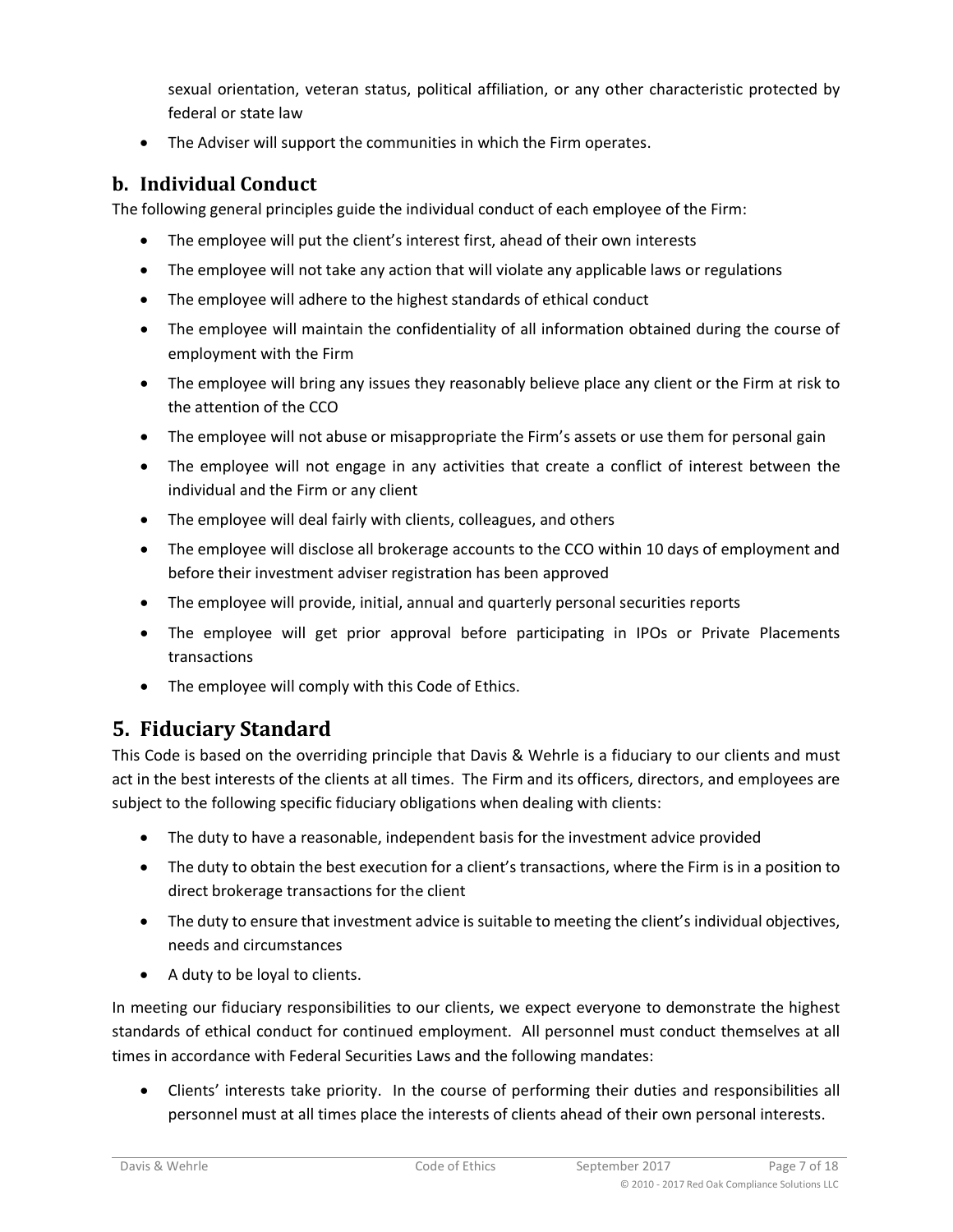sexual orientation, veteran status, political affiliation, or any other characteristic protected by federal or state law

- The Adviser will support the communities in which the Firm operates.

### b. Individual Conduct

The following general principles guide the individual conduct of each employee of the Firm:

- The employee will put the client's interest first, ahead of their own interests
- The employee will not take any action that will violate any applicable laws or regulations
- The employee will adhere to the highest standards of ethical conduct
- The employee will maintain the confidentiality of all information obtained during the course of employment with the Firm
- The employee will bring any issues they reasonably believe place any client or the Firm at risk to the attention of the CCO
- The employee will not abuse or misappropriate the Firm's assets or use them for personal gain
- The employee will not engage in any activities that create a conflict of interest between the individual and the Firm or any client
- The employee will deal fairly with clients, colleagues, and others
- The employee will disclose all brokerage accounts to the CCO within 10 days of employment and before their investment adviser registration has been approved
- The employee will provide, initial, annual and quarterly personal securities reports
- The employee will get prior approval before participating in IPOs or Private Placements transactions
- The employee will comply with this Code of Ethics.

## 5. Fiduciary Standard

This Code is based on the overriding principle that Davis & Wehrle is a fiduciary to our clients and must act in the best interests of the clients at all times. The Firm and its officers, directors, and employees are subject to the following specific fiduciary obligations when dealing with clients:

- The duty to have a reasonable, independent basis for the investment advice provided
- The duty to obtain the best execution for a client's transactions, where the Firm is in a position to direct brokerage transactions for the client
- The duty to ensure that investment advice is suitable to meeting the client's individual objectives, needs and circumstances
- A duty to be loyal to clients.

In meeting our fiduciary responsibilities to our clients, we expect everyone to demonstrate the highest standards of ethical conduct for continued employment. All personnel must conduct themselves at all times in accordance with Federal Securities Laws and the following mandates:

- Clients' interests take priority. In the course of performing their duties and responsibilities all personnel must at all times place the interests of clients ahead of their own personal interests.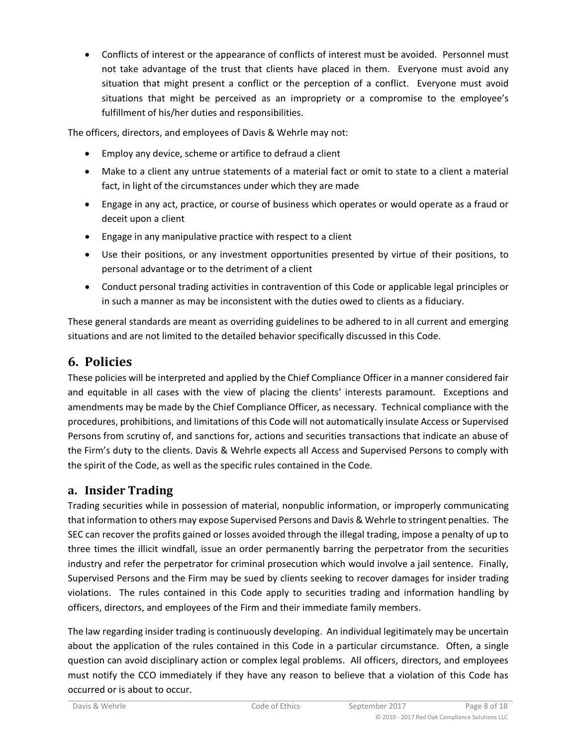- Conflicts of interest or the appearance of conflicts of interest must be avoided. Personnel must not take advantage of the trust that clients have placed in them. Everyone must avoid any situation that might present a conflict or the perception of a conflict. Everyone must avoid situations that might be perceived as an impropriety or a compromise to the employee's fulfillment of his/her duties and responsibilities.

The officers, directors, and employees of Davis & Wehrle may not:

- Employ any device, scheme or artifice to defraud a client
- Make to a client any untrue statements of a material fact or omit to state to a client a material fact, in light of the circumstances under which they are made
- Engage in any act, practice, or course of business which operates or would operate as a fraud or deceit upon a client
- Engage in any manipulative practice with respect to a client
- Use their positions, or any investment opportunities presented by virtue of their positions, to personal advantage or to the detriment of a client
- Conduct personal trading activities in contravention of this Code or applicable legal principles or in such a manner as may be inconsistent with the duties owed to clients as a fiduciary.

These general standards are meant as overriding guidelines to be adhered to in all current and emerging situations and are not limited to the detailed behavior specifically discussed in this Code.

## 6. Policies

These policies will be interpreted and applied by the Chief Compliance Officer in a manner considered fair and equitable in all cases with the view of placing the clients' interests paramount. Exceptions and amendments may be made by the Chief Compliance Officer, as necessary. Technical compliance with the procedures, prohibitions, and limitations of this Code will not automatically insulate Access or Supervised Persons from scrutiny of, and sanctions for, actions and securities transactions that indicate an abuse of the Firm's duty to the clients. Davis & Wehrle expects all Access and Supervised Persons to comply with the spirit of the Code, as well as the specific rules contained in the Code.

### a. Insider Trading

Trading securities while in possession of material, nonpublic information, or improperly communicating that information to others may expose Supervised Persons and Davis & Wehrle to stringent penalties. The SEC can recover the profits gained or losses avoided through the illegal trading, impose a penalty of up to three times the illicit windfall, issue an order permanently barring the perpetrator from the securities industry and refer the perpetrator for criminal prosecution which would involve a jail sentence. Finally, Supervised Persons and the Firm may be sued by clients seeking to recover damages for insider trading violations. The rules contained in this Code apply to securities trading and information handling by officers, directors, and employees of the Firm and their immediate family members.

The law regarding insider trading is continuously developing. An individual legitimately may be uncertain about the application of the rules contained in this Code in a particular circumstance. Often, a single question can avoid disciplinary action or complex legal problems. All officers, directors, and employees must notify the CCO immediately if they have any reason to believe that a violation of this Code has occurred or is about to occur.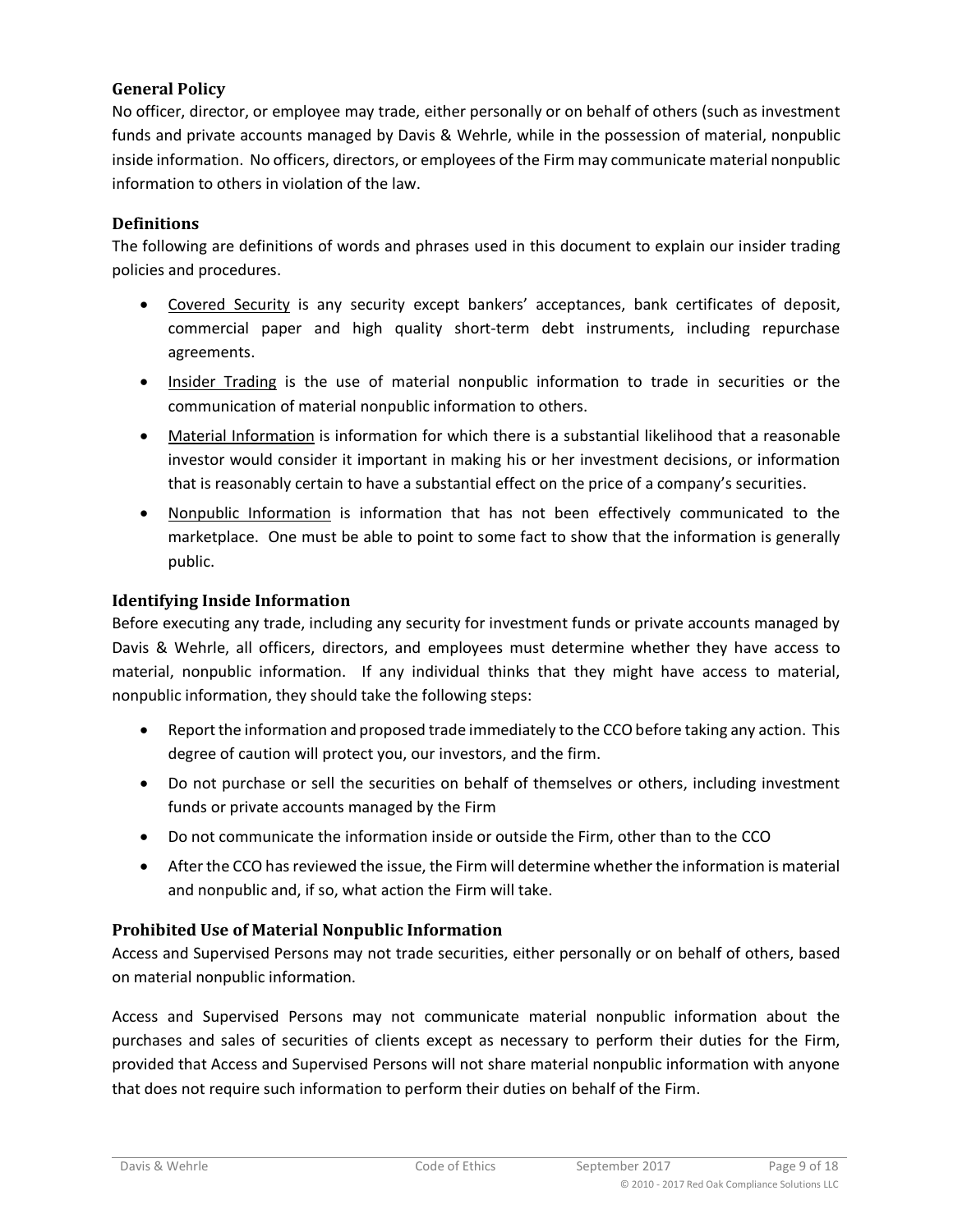### General Policy

No officer, director, or employee may trade, either personally or on behalf of others (such as investment funds and private accounts managed by Davis & Wehrle, while in the possession of material, nonpublic inside information. No officers, directors, or employees of the Firm may communicate material nonpublic information to others in violation of the law.

### Definitions

The following are definitions of words and phrases used in this document to explain our insider trading policies and procedures.

- Covered Security is any security except bankers' acceptances, bank certificates of deposit, commercial paper and high quality short-term debt instruments, including repurchase agreements.
- Insider Trading is the use of material nonpublic information to trade in securities or the communication of material nonpublic information to others.
- Material Information is information for which there is a substantial likelihood that a reasonable investor would consider it important in making his or her investment decisions, or information that is reasonably certain to have a substantial effect on the price of a company's securities.
- Nonpublic Information is information that has not been effectively communicated to the marketplace. One must be able to point to some fact to show that the information is generally public.

### Identifying Inside Information

Before executing any trade, including any security for investment funds or private accounts managed by Davis & Wehrle, all officers, directors, and employees must determine whether they have access to material, nonpublic information. If any individual thinks that they might have access to material, nonpublic information, they should take the following steps:

- Report the information and proposed trade immediately to the CCO before taking any action. This degree of caution will protect you, our investors, and the firm.
- Do not purchase or sell the securities on behalf of themselves or others, including investment funds or private accounts managed by the Firm
- Do not communicate the information inside or outside the Firm, other than to the CCO
- After the CCO has reviewed the issue, the Firm will determine whether the information is material and nonpublic and, if so, what action the Firm will take.

### Prohibited Use of Material Nonpublic Information

Access and Supervised Persons may not trade securities, either personally or on behalf of others, based on material nonpublic information.

Access and Supervised Persons may not communicate material nonpublic information about the purchases and sales of securities of clients except as necessary to perform their duties for the Firm, provided that Access and Supervised Persons will not share material nonpublic information with anyone that does not require such information to perform their duties on behalf of the Firm.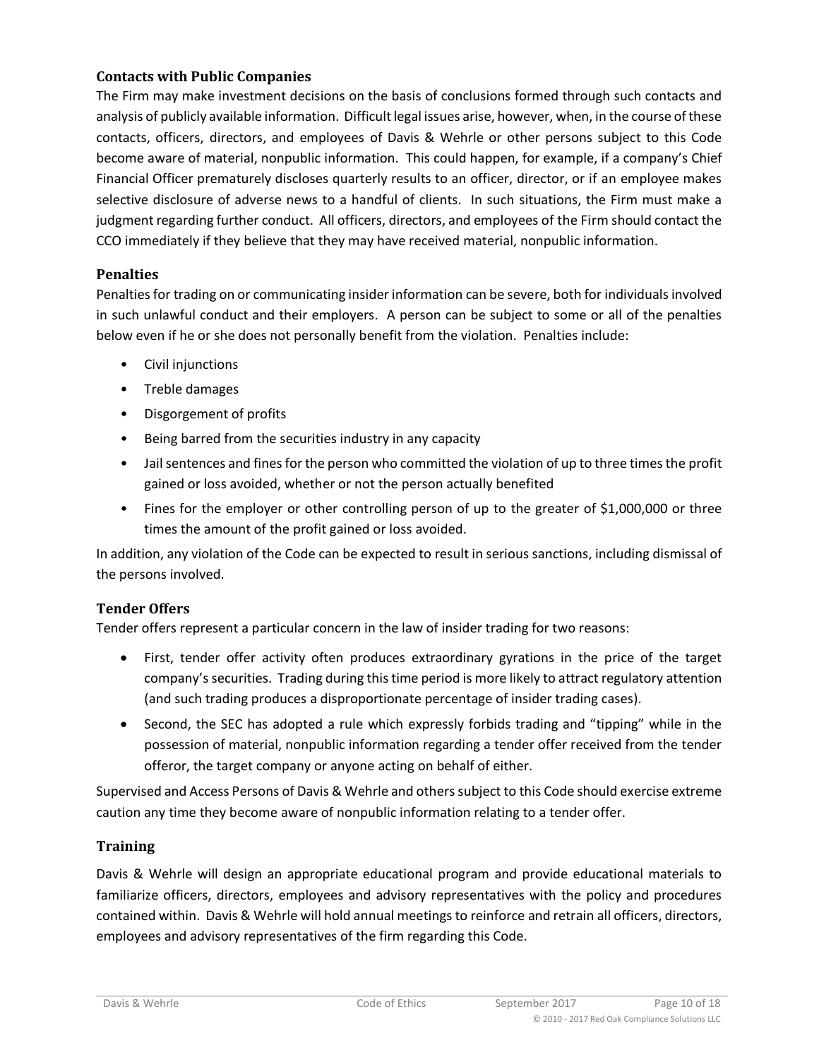### Contacts with Public Companies

The Firm may make investment decisions on the basis of conclusions formed through such contacts and analysis of publicly available information. Difficult legal issues arise, however, when, in the course of these contacts, officers, directors, and employees of Davis & Wehrle or other persons subject to this Code become aware of material, nonpublic information. This could happen, for example, if a company's Chief Financial Officer prematurely discloses quarterly results to an officer, director, or if an employee makes selective disclosure of adverse news to a handful of clients. In such situations, the Firm must make a judgment regarding further conduct. All officers, directors, and employees of the Firm should contact the CCO immediately if they believe that they may have received material, nonpublic information.

### Penalties

Penalties for trading on or communicating insider information can be severe, both for individuals involved in such unlawful conduct and their employers. A person can be subject to some or all of the penalties below even if he or she does not personally benefit from the violation. Penalties include:

- Civil injunctions
- Treble damages
- Disgorgement of profits
- Being barred from the securities industry in any capacity
- Jail sentences and fines for the person who committed the violation of up to three times the profit gained or loss avoided, whether or not the person actually benefited
- Fines for the employer or other controlling person of up to the greater of $1,000,000 or three times the amount of the profit gained or loss avoided.

In addition, any violation of the Code can be expected to result in serious sanctions, including dismissal of the persons involved.

### Tender Offers

Tender offers represent a particular concern in the law of insider trading for two reasons:

- First, tender offer activity often produces extraordinary gyrations in the price of the target company's securities. Trading during this time period is more likely to attract regulatory attention (and such trading produces a disproportionate percentage of insider trading cases).
- Second, the SEC has adopted a rule which expressly forbids trading and "tipping" while in the possession of material, nonpublic information regarding a tender offer received from the tender offeror, the target company or anyone acting on behalf of either.

Supervised and Access Persons of Davis & Wehrle and others subject to this Code should exercise extreme caution any time they become aware of nonpublic information relating to a tender offer.

### Training

Davis & Wehrle will design an appropriate educational program and provide educational materials to familiarize officers, directors, employees and advisory representatives with the policy and procedures contained within. Davis & Wehrle will hold annual meetings to reinforce and retrain all officers, directors, employees and advisory representatives of the firm regarding this Code.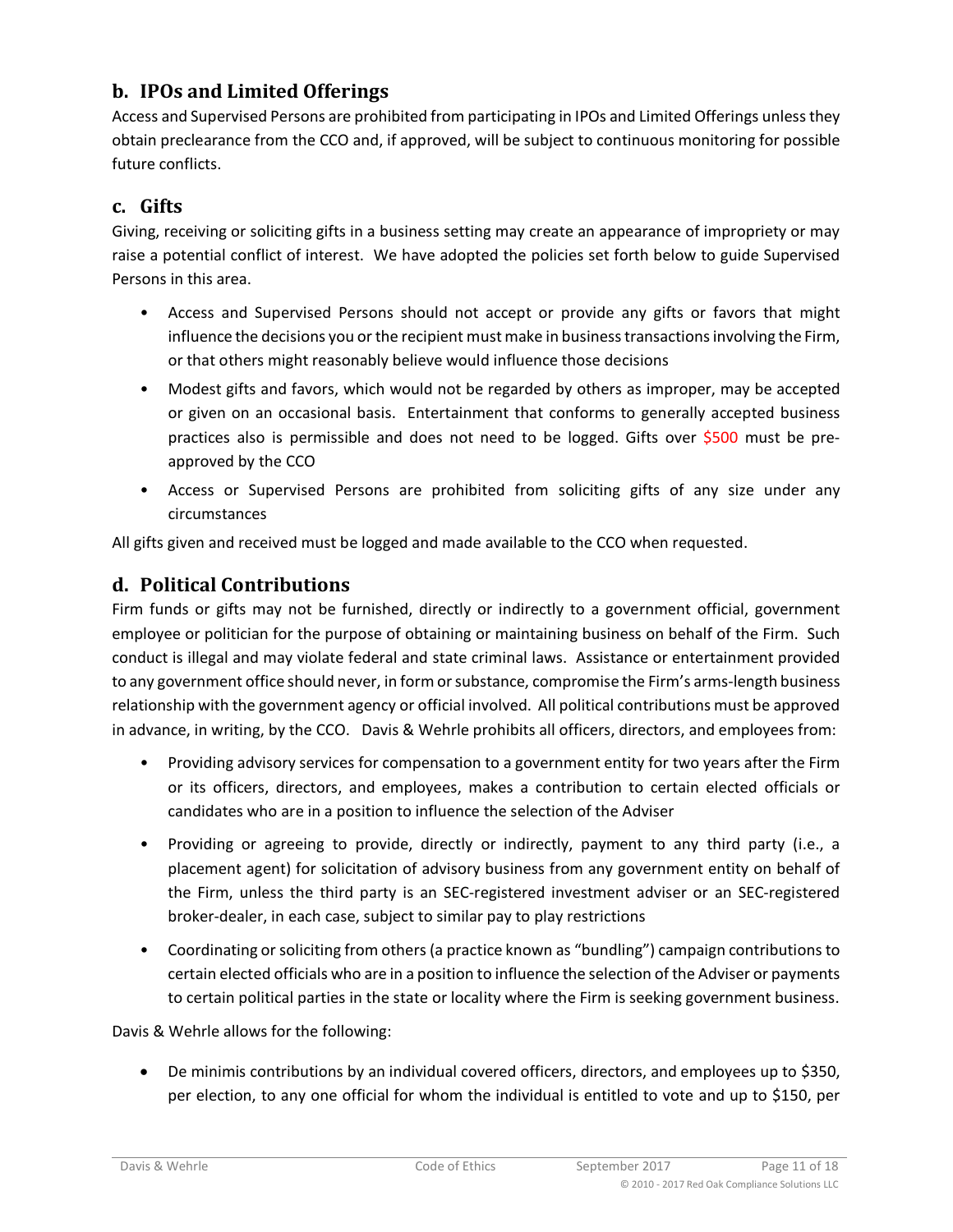## b. IPOs and Limited Offerings

Access and Supervised Persons are prohibited from participating in IPOs and Limited Offerings unless they obtain preclearance from the CCO and, if approved, will be subject to continuous monitoring for possible future conflicts.

## c. Gifts

Giving, receiving or soliciting gifts in a business setting may create an appearance of impropriety or may raise a potential conflict of interest. We have adopted the policies set forth below to guide Supervised Persons in this area.

- Access and Supervised Persons should not accept or provide any gifts or favors that might influence the decisions you or the recipient must make in business transactions involving the Firm, or that others might reasonably believe would influence those decisions
- Modest gifts and favors, which would not be regarded by others as improper, may be accepted or given on an occasional basis. Entertainment that conforms to generally accepted business practices also is permissible and does not need to be logged. Gifts over $500 must be pre-approved by the CCO
- Access or Supervised Persons are prohibited from soliciting gifts of any size under any circumstances

All gifts given and received must be logged and made available to the CCO when requested.

## d. Political Contributions

Firm funds or gifts may not be furnished, directly or indirectly to a government official, government employee or politician for the purpose of obtaining or maintaining business on behalf of the Firm. Such conduct is illegal and may violate federal and state criminal laws. Assistance or entertainment provided to any government office should never, in form or substance, compromise the Firm's arms-length business relationship with the government agency or official involved. All political contributions must be approved in advance, in writing, by the CCO. Davis & Wehrle prohibits all officers, directors, and employees from:

- Providing advisory services for compensation to a government entity for two years after the Firm or its officers, directors, and employees, makes a contribution to certain elected officials or candidates who are in a position to influence the selection of the Adviser
- Providing or agreeing to provide, directly or indirectly, payment to any third party (i.e., a placement agent) for solicitation of advisory business from any government entity on behalf of the Firm, unless the third party is an SEC-registered investment adviser or an SEC-registered broker-dealer, in each case, subject to similar pay to play restrictions
- Coordinating or soliciting from others (a practice known as "bundling") campaign contributions to certain elected officials who are in a position to influence the selection of the Adviser or payments to certain political parties in the state or locality where the Firm is seeking government business.

Davis & Wehrle allows for the following:

- De minimis contributions by an individual covered officers, directors, and employees up to $350, per election, to any one official for whom the individual is entitled to vote and up to $150, per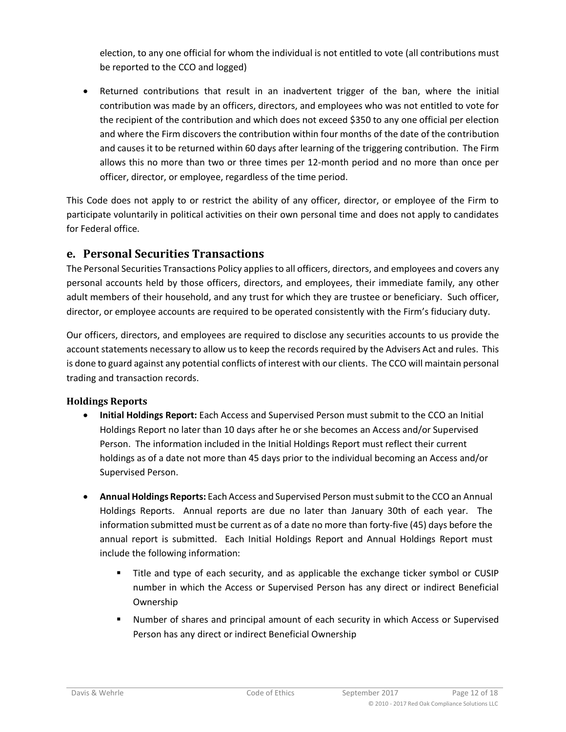election, to any one official for whom the individual is not entitled to vote (all contributions must be reported to the CCO and logged)

- Returned contributions that result in an inadvertent trigger of the ban, where the initial contribution was made by an officers, directors, and employees who was not entitled to vote for the recipient of the contribution and which does not exceed $350 to any one official per election and where the Firm discovers the contribution within four months of the date of the contribution and causes it to be returned within 60 days after learning of the triggering contribution. The Firm allows this no more than two or three times per 12-month period and no more than once per officer, director, or employee, regardless of the time period.

This Code does not apply to or restrict the ability of any officer, director, or employee of the Firm to participate voluntarily in political activities on their own personal time and does not apply to candidates for Federal office.

## e. Personal Securities Transactions

The Personal Securities Transactions Policy applies to all officers, directors, and employees and covers any personal accounts held by those officers, directors, and employees, their immediate family, any other adult members of their household, and any trust for which they are trustee or beneficiary. Such officer, director, or employee accounts are required to be operated consistently with the Firm's fiduciary duty.

Our officers, directors, and employees are required to disclose any securities accounts to us provide the account statements necessary to allow us to keep the records required by the Advisers Act and rules. This is done to guard against any potential conflicts of interest with our clients. The CCO will maintain personal trading and transaction records.

### Holdings Reports

- **Initial Holdings Report:** Each Access and Supervised Person must submit to the CCO an Initial Holdings Report no later than 10 days after he or she becomes an Access and/or Supervised Person. The information included in the Initial Holdings Report must reflect their current holdings as of a date not more than 45 days prior to the individual becoming an Access and/or Supervised Person.

- **Annual Holdings Reports:** Each Access and Supervised Person must submit to the CCO an Annual Holdings Reports. Annual reports are due no later than January 30th of each year. The information submitted must be current as of a date no more than forty-five (45) days before the annual report is submitted. Each Initial Holdings Report and Annual Holdings Report must include the following information:

  - Title and type of each security, and as applicable the exchange ticker symbol or CUSIP number in which the Access or Supervised Person has any direct or indirect Beneficial Ownership
  - Number of shares and principal amount of each security in which Access or Supervised Person has any direct or indirect Beneficial Ownership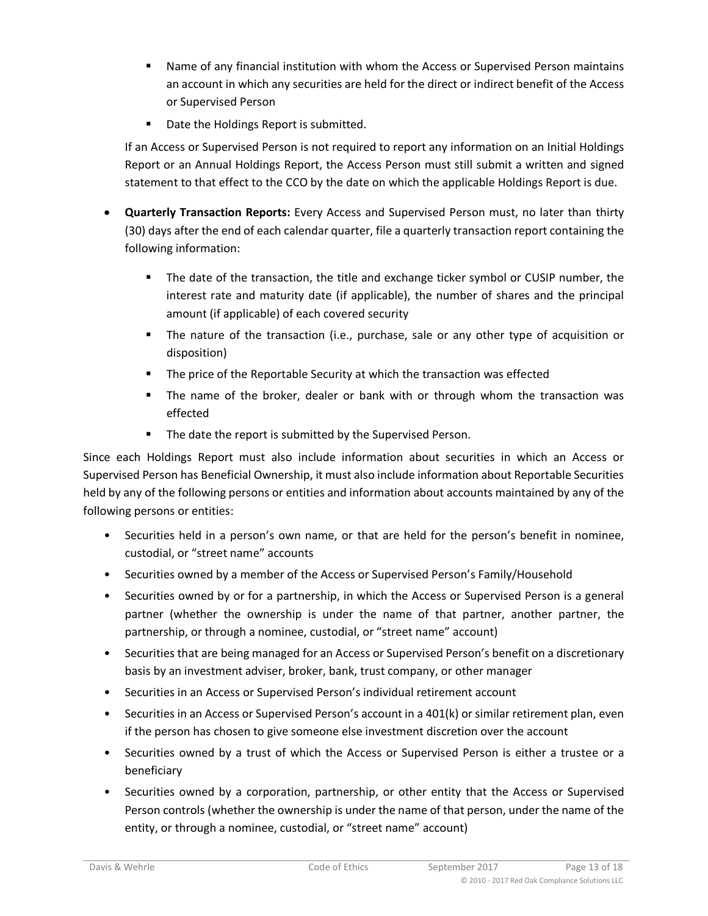- Name of any financial institution with whom the Access or Supervised Person maintains an account in which any securities are held for the direct or indirect benefit of the Access or Supervised Person
  - Date the Holdings Report is submitted.

  If an Access or Supervised Person is not required to report any information on an Initial Holdings Report or an Annual Holdings Report, the Access Person must still submit a written and signed statement to that effect to the CCO by the date on which the applicable Holdings Report is due.

- **Quarterly Transaction Reports:** Every Access and Supervised Person must, no later than thirty (30) days after the end of each calendar quarter, file a quarterly transaction report containing the following information:
  - The date of the transaction, the title and exchange ticker symbol or CUSIP number, the interest rate and maturity date (if applicable), the number of shares and the principal amount (if applicable) of each covered security
  - The nature of the transaction (i.e., purchase, sale or any other type of acquisition or disposition)
  - The price of the Reportable Security at which the transaction was effected
  - The name of the broker, dealer or bank with or through whom the transaction was effected
  - The date the report is submitted by the Supervised Person.

Since each Holdings Report must also include information about securities in which an Access or Supervised Person has Beneficial Ownership, it must also include information about Reportable Securities held by any of the following persons or entities and information about accounts maintained by any of the following persons or entities:

- Securities held in a person's own name, or that are held for the person's benefit in nominee, custodial, or "street name" accounts
- Securities owned by a member of the Access or Supervised Person's Family/Household
- Securities owned by or for a partnership, in which the Access or Supervised Person is a general partner (whether the ownership is under the name of that partner, another partner, the partnership, or through a nominee, custodial, or "street name" account)
- Securities that are being managed for an Access or Supervised Person's benefit on a discretionary basis by an investment adviser, broker, bank, trust company, or other manager
- Securities in an Access or Supervised Person's individual retirement account
- Securities in an Access or Supervised Person's account in a 401(k) or similar retirement plan, even if the person has chosen to give someone else investment discretion over the account
- Securities owned by a trust of which the Access or Supervised Person is either a trustee or a beneficiary
- Securities owned by a corporation, partnership, or other entity that the Access or Supervised Person controls (whether the ownership is under the name of that person, under the name of the entity, or through a nominee, custodial, or "street name" account)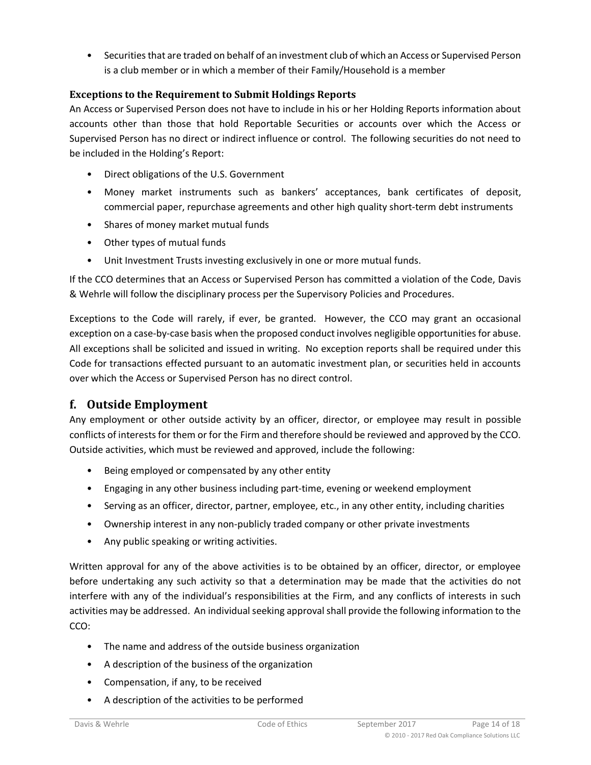- Securities that are traded on behalf of an investment club of which an Access or Supervised Person is a club member or in which a member of their Family/Household is a member

### Exceptions to the Requirement to Submit Holdings Reports

An Access or Supervised Person does not have to include in his or her Holding Reports information about accounts other than those that hold Reportable Securities or accounts over which the Access or Supervised Person has no direct or indirect influence or control. The following securities do not need to be included in the Holding's Report:

- Direct obligations of the U.S. Government
- Money market instruments such as bankers' acceptances, bank certificates of deposit, commercial paper, repurchase agreements and other high quality short-term debt instruments
- Shares of money market mutual funds
- Other types of mutual funds
- Unit Investment Trusts investing exclusively in one or more mutual funds.

If the CCO determines that an Access or Supervised Person has committed a violation of the Code, Davis & Wehrle will follow the disciplinary process per the Supervisory Policies and Procedures.

Exceptions to the Code will rarely, if ever, be granted. However, the CCO may grant an occasional exception on a case-by-case basis when the proposed conduct involves negligible opportunities for abuse. All exceptions shall be solicited and issued in writing. No exception reports shall be required under this Code for transactions effected pursuant to an automatic investment plan, or securities held in accounts over which the Access or Supervised Person has no direct control.

## f. Outside Employment

Any employment or other outside activity by an officer, director, or employee may result in possible conflicts of interests for them or for the Firm and therefore should be reviewed and approved by the CCO. Outside activities, which must be reviewed and approved, include the following:

- Being employed or compensated by any other entity
- Engaging in any other business including part-time, evening or weekend employment
- Serving as an officer, director, partner, employee, etc., in any other entity, including charities
- Ownership interest in any non-publicly traded company or other private investments
- Any public speaking or writing activities.

Written approval for any of the above activities is to be obtained by an officer, director, or employee before undertaking any such activity so that a determination may be made that the activities do not interfere with any of the individual's responsibilities at the Firm, and any conflicts of interests in such activities may be addressed. An individual seeking approval shall provide the following information to the CCO:

- The name and address of the outside business organization
- A description of the business of the organization
- Compensation, if any, to be received
- A description of the activities to be performed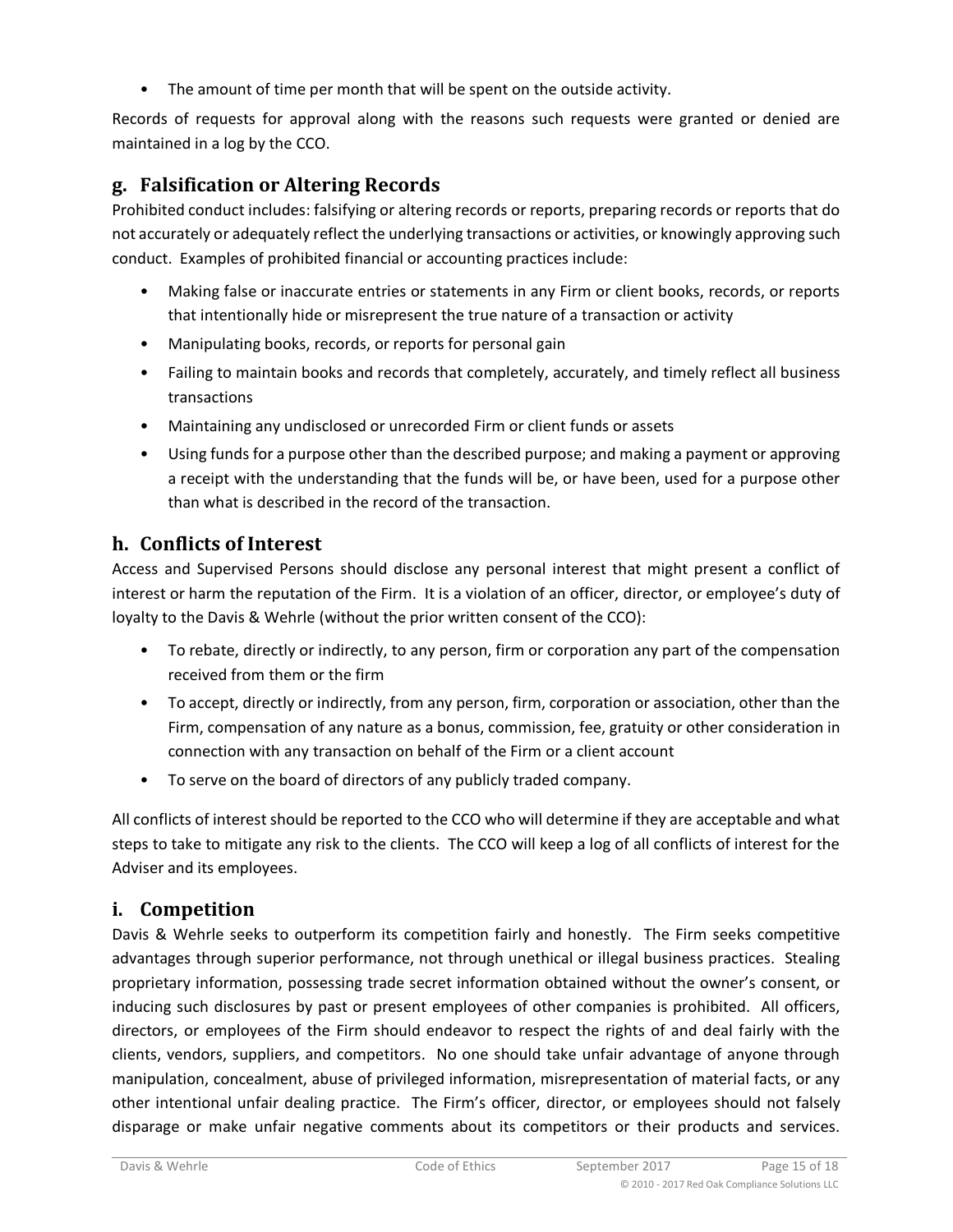- The amount of time per month that will be spent on the outside activity.

Records of requests for approval along with the reasons such requests were granted or denied are maintained in a log by the CCO.

## g. Falsification or Altering Records

Prohibited conduct includes: falsifying or altering records or reports, preparing records or reports that do not accurately or adequately reflect the underlying transactions or activities, or knowingly approving such conduct. Examples of prohibited financial or accounting practices include:

- Making false or inaccurate entries or statements in any Firm or client books, records, or reports that intentionally hide or misrepresent the true nature of a transaction or activity
- Manipulating books, records, or reports for personal gain
- Failing to maintain books and records that completely, accurately, and timely reflect all business transactions
- Maintaining any undisclosed or unrecorded Firm or client funds or assets
- Using funds for a purpose other than the described purpose; and making a payment or approving a receipt with the understanding that the funds will be, or have been, used for a purpose other than what is described in the record of the transaction.

## h. Conflicts of Interest

Access and Supervised Persons should disclose any personal interest that might present a conflict of interest or harm the reputation of the Firm. It is a violation of an officer, director, or employee's duty of loyalty to the Davis & Wehrle (without the prior written consent of the CCO):

- To rebate, directly or indirectly, to any person, firm or corporation any part of the compensation received from them or the firm
- To accept, directly or indirectly, from any person, firm, corporation or association, other than the Firm, compensation of any nature as a bonus, commission, fee, gratuity or other consideration in connection with any transaction on behalf of the Firm or a client account
- To serve on the board of directors of any publicly traded company.

All conflicts of interest should be reported to the CCO who will determine if they are acceptable and what steps to take to mitigate any risk to the clients. The CCO will keep a log of all conflicts of interest for the Adviser and its employees.

## i. Competition

Davis & Wehrle seeks to outperform its competition fairly and honestly. The Firm seeks competitive advantages through superior performance, not through unethical or illegal business practices. Stealing proprietary information, possessing trade secret information obtained without the owner's consent, or inducing such disclosures by past or present employees of other companies is prohibited. All officers, directors, or employees of the Firm should endeavor to respect the rights of and deal fairly with the clients, vendors, suppliers, and competitors. No one should take unfair advantage of anyone through manipulation, concealment, abuse of privileged information, misrepresentation of material facts, or any other intentional unfair dealing practice. The Firm's officer, director, or employees should not falsely disparage or make unfair negative comments about its competitors or their products and services.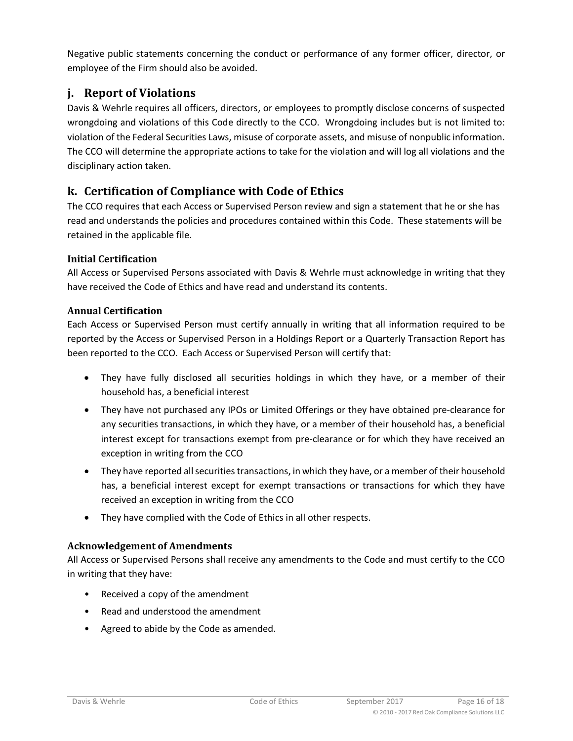Negative public statements concerning the conduct or performance of any former officer, director, or employee of the Firm should also be avoided.

## j. Report of Violations

Davis & Wehrle requires all officers, directors, or employees to promptly disclose concerns of suspected wrongdoing and violations of this Code directly to the CCO. Wrongdoing includes but is not limited to: violation of the Federal Securities Laws, misuse of corporate assets, and misuse of nonpublic information. The CCO will determine the appropriate actions to take for the violation and will log all violations and the disciplinary action taken.

## k. Certification of Compliance with Code of Ethics

The CCO requires that each Access or Supervised Person review and sign a statement that he or she has read and understands the policies and procedures contained within this Code. These statements will be retained in the applicable file.

### Initial Certification

All Access or Supervised Persons associated with Davis & Wehrle must acknowledge in writing that they have received the Code of Ethics and have read and understand its contents.

### Annual Certification

Each Access or Supervised Person must certify annually in writing that all information required to be reported by the Access or Supervised Person in a Holdings Report or a Quarterly Transaction Report has been reported to the CCO. Each Access or Supervised Person will certify that:

- They have fully disclosed all securities holdings in which they have, or a member of their household has, a beneficial interest
- They have not purchased any IPOs or Limited Offerings or they have obtained pre-clearance for any securities transactions, in which they have, or a member of their household has, a beneficial interest except for transactions exempt from pre-clearance or for which they have received an exception in writing from the CCO
- They have reported all securities transactions, in which they have, or a member of their household has, a beneficial interest except for exempt transactions or transactions for which they have received an exception in writing from the CCO
- They have complied with the Code of Ethics in all other respects.

### Acknowledgement of Amendments

All Access or Supervised Persons shall receive any amendments to the Code and must certify to the CCO in writing that they have:

- Received a copy of the amendment
- Read and understood the amendment
- Agreed to abide by the Code as amended.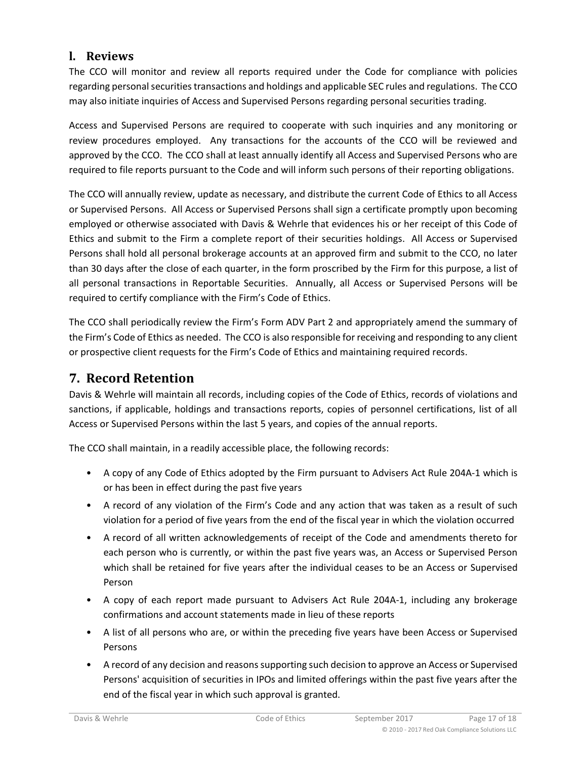### l. Reviews

The CCO will monitor and review all reports required under the Code for compliance with policies regarding personal securities transactions and holdings and applicable SEC rules and regulations. The CCO may also initiate inquiries of Access and Supervised Persons regarding personal securities trading.

Access and Supervised Persons are required to cooperate with such inquiries and any monitoring or review procedures employed. Any transactions for the accounts of the CCO will be reviewed and approved by the CCO. The CCO shall at least annually identify all Access and Supervised Persons who are required to file reports pursuant to the Code and will inform such persons of their reporting obligations.

The CCO will annually review, update as necessary, and distribute the current Code of Ethics to all Access or Supervised Persons. All Access or Supervised Persons shall sign a certificate promptly upon becoming employed or otherwise associated with Davis & Wehrle that evidences his or her receipt of this Code of Ethics and submit to the Firm a complete report of their securities holdings. All Access or Supervised Persons shall hold all personal brokerage accounts at an approved firm and submit to the CCO, no later than 30 days after the close of each quarter, in the form proscribed by the Firm for this purpose, a list of all personal transactions in Reportable Securities. Annually, all Access or Supervised Persons will be required to certify compliance with the Firm's Code of Ethics.

The CCO shall periodically review the Firm's Form ADV Part 2 and appropriately amend the summary of the Firm's Code of Ethics as needed. The CCO is also responsible for receiving and responding to any client or prospective client requests for the Firm's Code of Ethics and maintaining required records.

## 7. Record Retention

Davis & Wehrle will maintain all records, including copies of the Code of Ethics, records of violations and sanctions, if applicable, holdings and transactions reports, copies of personnel certifications, list of all Access or Supervised Persons within the last 5 years, and copies of the annual reports.

The CCO shall maintain, in a readily accessible place, the following records:

- A copy of any Code of Ethics adopted by the Firm pursuant to Advisers Act Rule 204A-1 which is or has been in effect during the past five years
- A record of any violation of the Firm's Code and any action that was taken as a result of such violation for a period of five years from the end of the fiscal year in which the violation occurred
- A record of all written acknowledgements of receipt of the Code and amendments thereto for each person who is currently, or within the past five years was, an Access or Supervised Person which shall be retained for five years after the individual ceases to be an Access or Supervised Person
- A copy of each report made pursuant to Advisers Act Rule 204A-1, including any brokerage confirmations and account statements made in lieu of these reports
- A list of all persons who are, or within the preceding five years have been Access or Supervised Persons
- A record of any decision and reasons supporting such decision to approve an Access or Supervised Persons' acquisition of securities in IPOs and limited offerings within the past five years after the end of the fiscal year in which such approval is granted.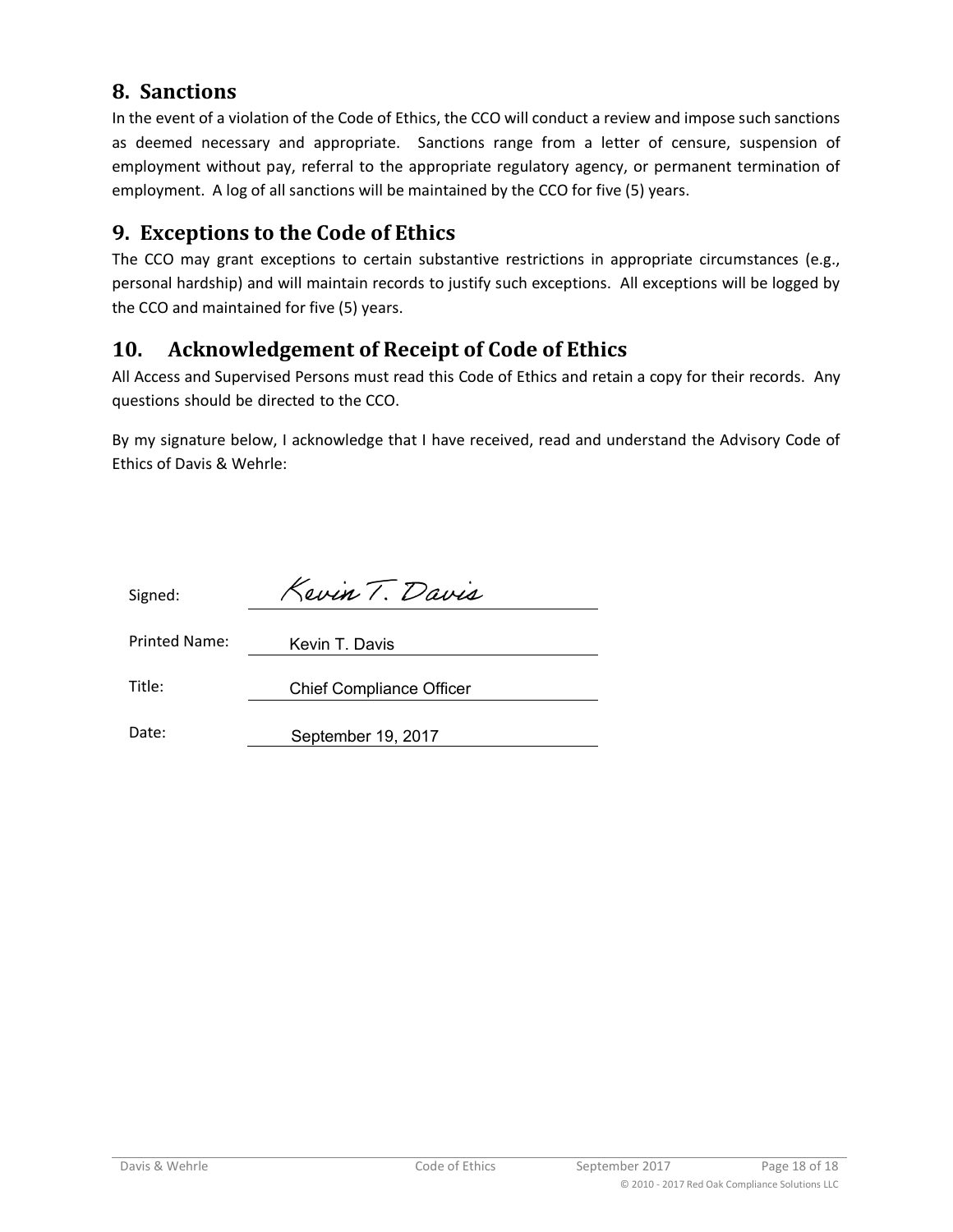## 8. Sanctions

In the event of a violation of the Code of Ethics, the CCO will conduct a review and impose such sanctions as deemed necessary and appropriate. Sanctions range from a letter of censure, suspension of employment without pay, referral to the appropriate regulatory agency, or permanent termination of employment. A log of all sanctions will be maintained by the CCO for five (5) years.

## 9. Exceptions to the Code of Ethics

The CCO may grant exceptions to certain substantive restrictions in appropriate circumstances (e.g., personal hardship) and will maintain records to justify such exceptions. All exceptions will be logged by the CCO and maintained for five (5) years.

## 10. Acknowledgement of Receipt of Code of Ethics

All Access and Supervised Persons must read this Code of Ethics and retain a copy for their records. Any questions should be directed to the CCO.

By my signature below, I acknowledge that I have received, read and understand the Advisory Code of Ethics of Davis & Wehrle:

Signed: *Kevin T. Davis*

Printed Name: Kevin T. Davis

Title: Chief Compliance Officer

Date: September 19, 2017